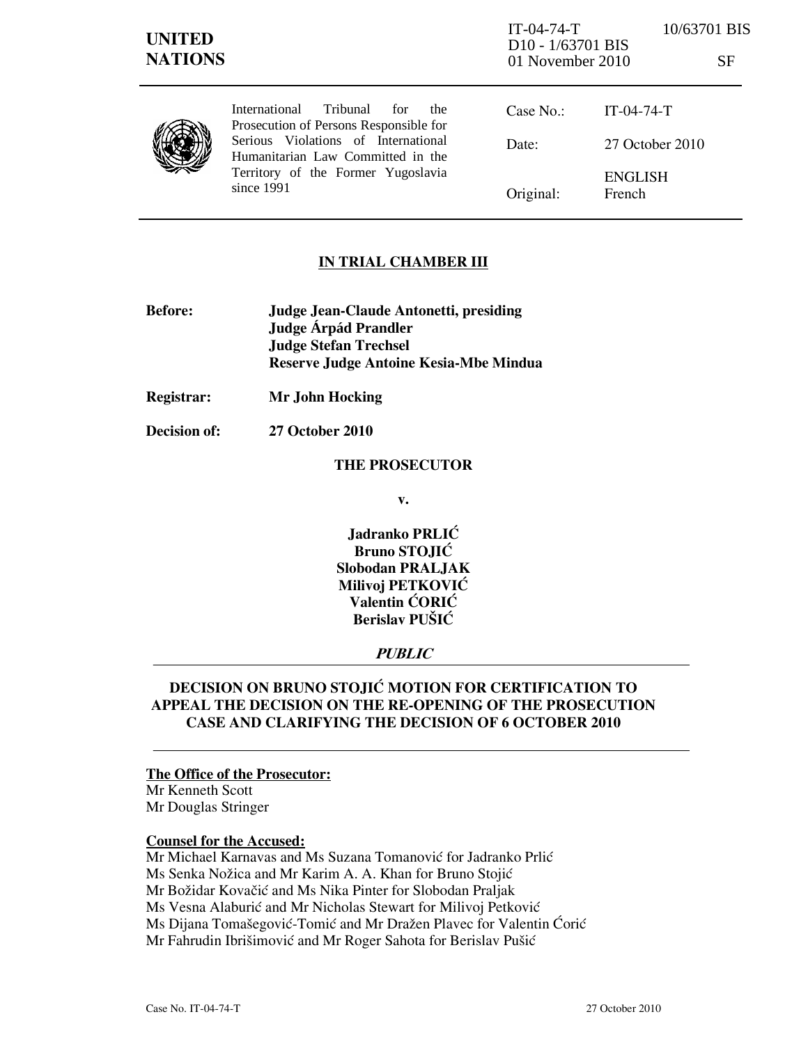IT-04-74-T 10/63701 BIS
D10 - 1/63701 BIS
01 November 2010 SF

**UNITED NATIONS**

International Tribunal for the Prosecution of Persons Responsible for Serious Violations of International Humanitarian Law Committed in the Territory of the Former Yugoslavia since 1991

| | |
|---|---|
| Case No.: | IT-04-74-T |
| Date: | 27 October 2010 |
| Original: | ENGLISH French |

## IN TRIAL CHAMBER III

**Before:** **Judge Jean-Claude Antonetti, presiding**
**Judge Árpád Prandler**
**Judge Stefan Trechsel**
**Reserve Judge Antoine Kesia-Mbe Mindua**

**Registrar:** **Mr John Hocking**

**Decision of:** **27 October 2010**

**THE PROSECUTOR**

**v.**

**Jadranko PRLIĆ**
**Bruno STOJIĆ**
**Slobodan PRALJAK**
**Milivoj PETKOVIĆ**
**Valentin ĆORIĆ**
**Berislav PUŠIĆ**

***PUBLIC***

## DECISION ON BRUNO STOJIĆ MOTION FOR CERTIFICATION TO APPEAL THE DECISION ON THE RE-OPENING OF THE PROSECUTION CASE AND CLARIFYING THE DECISION OF 6 OCTOBER 2010

**The Office of the Prosecutor:**
Mr Kenneth Scott
Mr Douglas Stringer

**Counsel for the Accused:**
Mr Michael Karnavas and Ms Suzana Tomanović for Jadranko Prlić
Ms Senka Nožica and Mr Karim A. A. Khan for Bruno Stojić
Mr Božidar Kovačić and Ms Nika Pinter for Slobodan Praljak
Ms Vesna Alaburić and Mr Nicholas Stewart for Milivoj Petković
Ms Dijana Tomašegović-Tomić and Mr Dražen Plavec for Valentin Ćorić
Mr Fahrudin Ibrišimović and Mr Roger Sahota for Berislav Pušić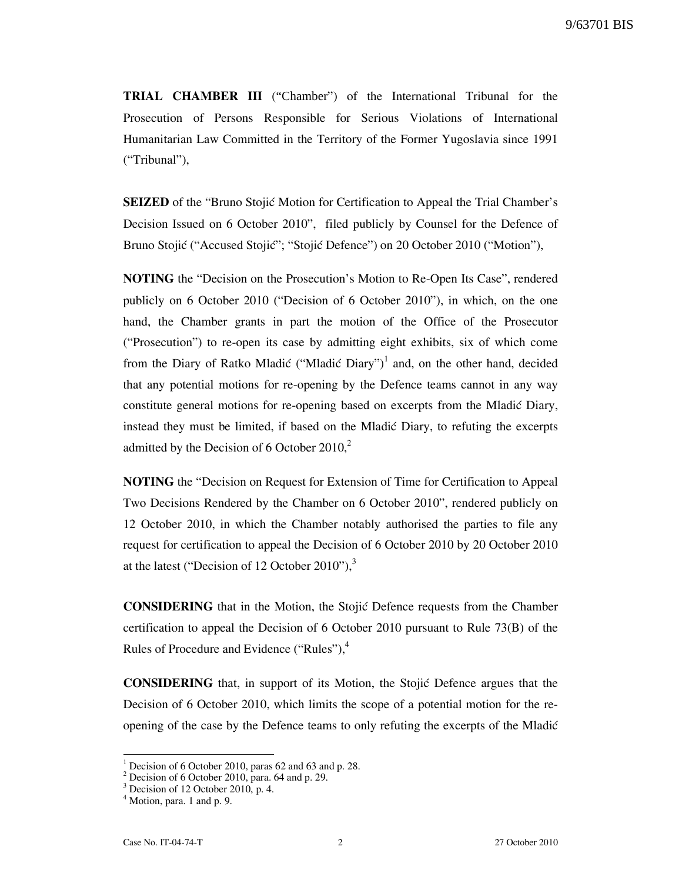**TRIAL CHAMBER III** ("Chamber") of the International Tribunal for the Prosecution of Persons Responsible for Serious Violations of International Humanitarian Law Committed in the Territory of the Former Yugoslavia since 1991 ("Tribunal"),

**SEIZED** of the "Bruno Stojić Motion for Certification to Appeal the Trial Chamber's Decision Issued on 6 October 2010", filed publicly by Counsel for the Defence of Bruno Stojić ("Accused Stojić"; "Stojić Defence") on 20 October 2010 ("Motion"),

**NOTING** the "Decision on the Prosecution's Motion to Re-Open Its Case", rendered publicly on 6 October 2010 ("Decision of 6 October 2010"), in which, on the one hand, the Chamber grants in part the motion of the Office of the Prosecutor ("Prosecution") to re-open its case by admitting eight exhibits, six of which come from the Diary of Ratko Mladić ("Mladić Diary")[1] and, on the other hand, decided that any potential motions for re-opening by the Defence teams cannot in any way constitute general motions for re-opening based on excerpts from the Mladić Diary, instead they must be limited, if based on the Mladić Diary, to refuting the excerpts admitted by the Decision of 6 October 2010,[2]

**NOTING** the "Decision on Request for Extension of Time for Certification to Appeal Two Decisions Rendered by the Chamber on 6 October 2010", rendered publicly on 12 October 2010, in which the Chamber notably authorised the parties to file any request for certification to appeal the Decision of 6 October 2010 by 20 October 2010 at the latest ("Decision of 12 October 2010"),[3]

**CONSIDERING** that in the Motion, the Stojić Defence requests from the Chamber certification to appeal the Decision of 6 October 2010 pursuant to Rule 73(B) of the Rules of Procedure and Evidence ("Rules"),[4]

**CONSIDERING** that, in support of its Motion, the Stojić Defence argues that the Decision of 6 October 2010, which limits the scope of a potential motion for the re-opening of the case by the Defence teams to only refuting the excerpts of the Mladić

---

[1] Decision of 6 October 2010, paras 62 and 63 and p. 28.
[2] Decision of 6 October 2010, para. 64 and p. 29.
[3] Decision of 12 October 2010, p. 4.
[4] Motion, para. 1 and p. 9.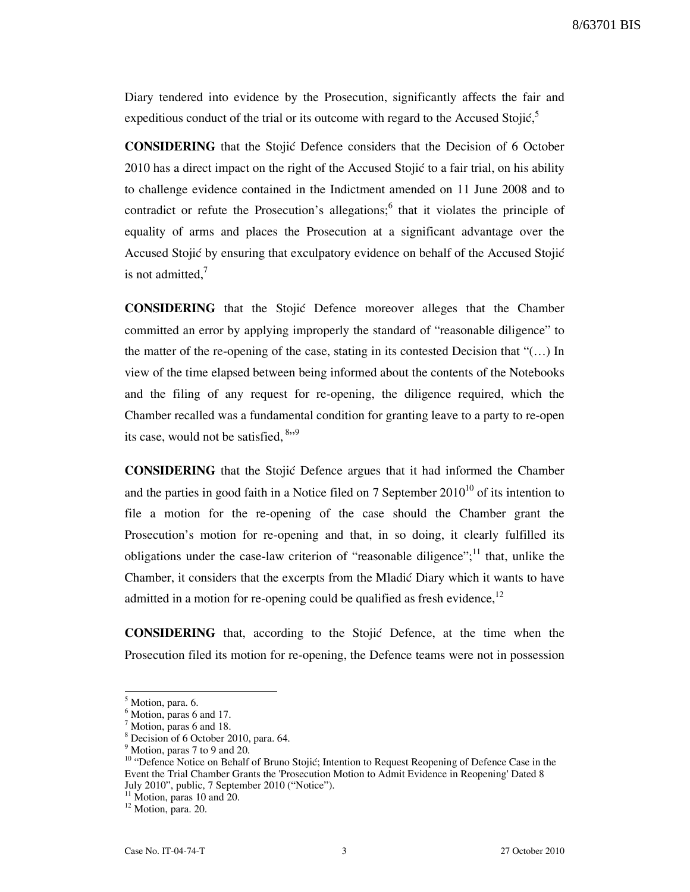Diary tendered into evidence by the Prosecution, significantly affects the fair and expeditious conduct of the trial or its outcome with regard to the Accused Stojić,[5]

**CONSIDERING** that the Stojić Defence considers that the Decision of 6 October 2010 has a direct impact on the right of the Accused Stojić to a fair trial, on his ability to challenge evidence contained in the Indictment amended on 11 June 2008 and to contradict or refute the Prosecution's allegations;[6] that it violates the principle of equality of arms and places the Prosecution at a significant advantage over the Accused Stojić by ensuring that exculpatory evidence on behalf of the Accused Stojić is not admitted,[7]

**CONSIDERING** that the Stojić Defence moreover alleges that the Chamber committed an error by applying improperly the standard of "reasonable diligence" to the matter of the re-opening of the case, stating in its contested Decision that "(…) In view of the time elapsed between being informed about the contents of the Notebooks and the filing of any request for re-opening, the diligence required, which the Chamber recalled was a fundamental condition for granting leave to a party to re-open its case, would not be satisfied, [8]"[9]

**CONSIDERING** that the Stojić Defence argues that it had informed the Chamber and the parties in good faith in a Notice filed on 7 September 2010[10] of its intention to file a motion for the re-opening of the case should the Chamber grant the Prosecution's motion for re-opening and that, in so doing, it clearly fulfilled its obligations under the case-law criterion of "reasonable diligence";[11] that, unlike the Chamber, it considers that the excerpts from the Mladić Diary which it wants to have admitted in a motion for re-opening could be qualified as fresh evidence,[12]

**CONSIDERING** that, according to the Stojić Defence, at the time when the Prosecution filed its motion for re-opening, the Defence teams were not in possession

---

[5] Motion, para. 6.

[6] Motion, paras 6 and 17.

[7] Motion, paras 6 and 18.

[8] Decision of 6 October 2010, para. 64.

[9] Motion, paras 7 to 9 and 20.

[10] "Defence Notice on Behalf of Bruno Stojić; Intention to Request Reopening of Defence Case in the Event the Trial Chamber Grants the 'Prosecution Motion to Admit Evidence in Reopening' Dated 8 July 2010", public, 7 September 2010 ("Notice").

[11] Motion, paras 10 and 20.

[12] Motion, para. 20.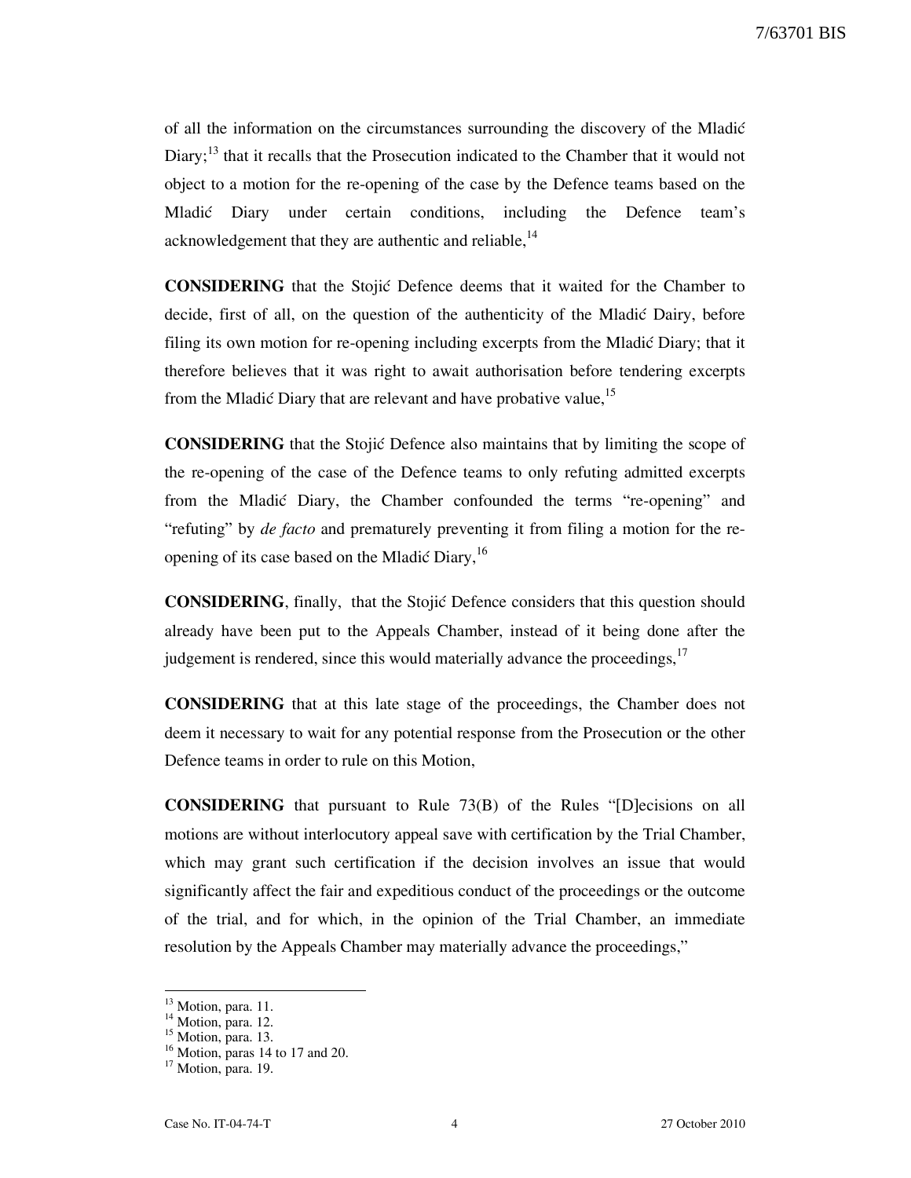of all the information on the circumstances surrounding the discovery of the Mladić Diary;[13] that it recalls that the Prosecution indicated to the Chamber that it would not object to a motion for the re-opening of the case by the Defence teams based on the Mladić Diary under certain conditions, including the Defence team's acknowledgement that they are authentic and reliable,[14]

**CONSIDERING** that the Stojić Defence deems that it waited for the Chamber to decide, first of all, on the question of the authenticity of the Mladić Dairy, before filing its own motion for re-opening including excerpts from the Mladić Diary; that it therefore believes that it was right to await authorisation before tendering excerpts from the Mladić Diary that are relevant and have probative value,[15]

**CONSIDERING** that the Stojić Defence also maintains that by limiting the scope of the re-opening of the case of the Defence teams to only refuting admitted excerpts from the Mladić Diary, the Chamber confounded the terms "re-opening" and "refuting" by *de facto* and prematurely preventing it from filing a motion for the re-opening of its case based on the Mladić Diary,[16]

**CONSIDERING**, finally, that the Stojić Defence considers that this question should already have been put to the Appeals Chamber, instead of it being done after the judgement is rendered, since this would materially advance the proceedings,[17]

**CONSIDERING** that at this late stage of the proceedings, the Chamber does not deem it necessary to wait for any potential response from the Prosecution or the other Defence teams in order to rule on this Motion,

**CONSIDERING** that pursuant to Rule 73(B) of the Rules "[D]ecisions on all motions are without interlocutory appeal save with certification by the Trial Chamber, which may grant such certification if the decision involves an issue that would significantly affect the fair and expeditious conduct of the proceedings or the outcome of the trial, and for which, in the opinion of the Trial Chamber, an immediate resolution by the Appeals Chamber may materially advance the proceedings,"

---

[13] Motion, para. 11.
[14] Motion, para. 12.
[15] Motion, para. 13.
[16] Motion, paras 14 to 17 and 20.
[17] Motion, para. 19.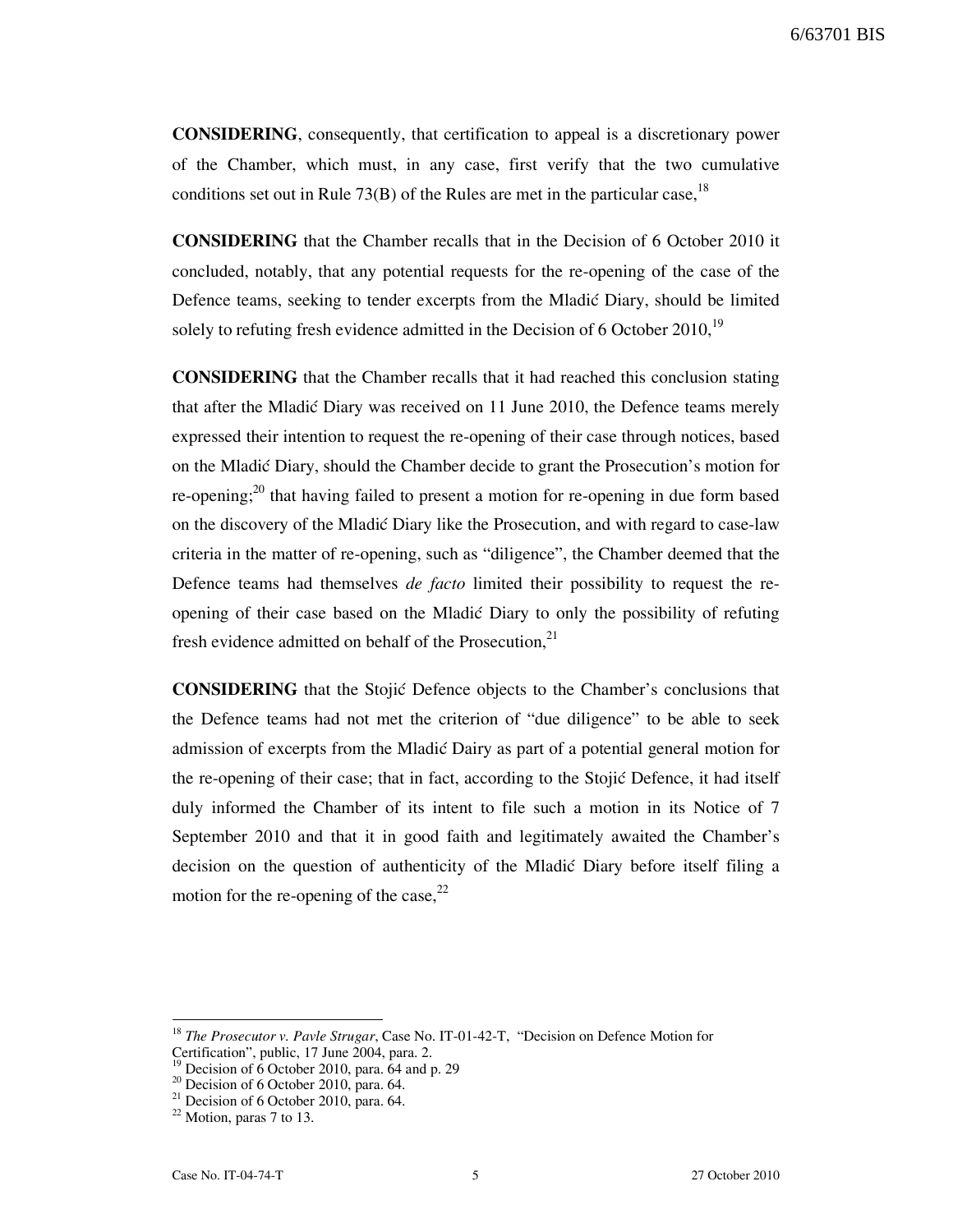**CONSIDERING**, consequently, that certification to appeal is a discretionary power of the Chamber, which must, in any case, first verify that the two cumulative conditions set out in Rule 73(B) of the Rules are met in the particular case,[18]

**CONSIDERING** that the Chamber recalls that in the Decision of 6 October 2010 it concluded, notably, that any potential requests for the re-opening of the case of the Defence teams, seeking to tender excerpts from the Mladić Diary, should be limited solely to refuting fresh evidence admitted in the Decision of 6 October 2010,[19]

**CONSIDERING** that the Chamber recalls that it had reached this conclusion stating that after the Mladić Diary was received on 11 June 2010, the Defence teams merely expressed their intention to request the re-opening of their case through notices, based on the Mladić Diary, should the Chamber decide to grant the Prosecution's motion for re-opening;[20] that having failed to present a motion for re-opening in due form based on the discovery of the Mladić Diary like the Prosecution, and with regard to case-law criteria in the matter of re-opening, such as "diligence", the Chamber deemed that the Defence teams had themselves *de facto* limited their possibility to request the re-opening of their case based on the Mladić Diary to only the possibility of refuting fresh evidence admitted on behalf of the Prosecution,[21]

**CONSIDERING** that the Stojić Defence objects to the Chamber's conclusions that the Defence teams had not met the criterion of "due diligence" to be able to seek admission of excerpts from the Mladić Dairy as part of a potential general motion for the re-opening of their case; that in fact, according to the Stojić Defence, it had itself duly informed the Chamber of its intent to file such a motion in its Notice of 7 September 2010 and that it in good faith and legitimately awaited the Chamber's decision on the question of authenticity of the Mladić Diary before itself filing a motion for the re-opening of the case,[22]

---

[18] *The Prosecutor v. Pavle Strugar*, Case No. IT-01-42-T, "Decision on Defence Motion for Certification", public, 17 June 2004, para. 2.

[19] Decision of 6 October 2010, para. 64 and p. 29

[20] Decision of 6 October 2010, para. 64.

[21] Decision of 6 October 2010, para. 64.

[22] Motion, paras 7 to 13.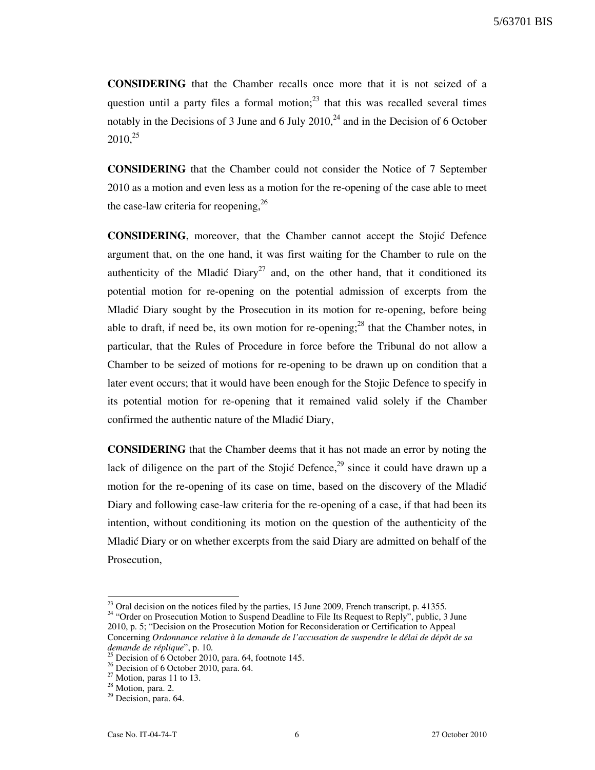**CONSIDERING** that the Chamber recalls once more that it is not seized of a question until a party files a formal motion;[23] that this was recalled several times notably in the Decisions of 3 June and 6 July 2010,[24] and in the Decision of 6 October 2010,[25]

**CONSIDERING** that the Chamber could not consider the Notice of 7 September 2010 as a motion and even less as a motion for the re-opening of the case able to meet the case-law criteria for reopening,[26]

**CONSIDERING**, moreover, that the Chamber cannot accept the Stojić Defence argument that, on the one hand, it was first waiting for the Chamber to rule on the authenticity of the Mladić Diary[27] and, on the other hand, that it conditioned its potential motion for re-opening on the potential admission of excerpts from the Mladić Diary sought by the Prosecution in its motion for re-opening, before being able to draft, if need be, its own motion for re-opening;[28] that the Chamber notes, in particular, that the Rules of Procedure in force before the Tribunal do not allow a Chamber to be seized of motions for re-opening to be drawn up on condition that a later event occurs; that it would have been enough for the Stojic Defence to specify in its potential motion for re-opening that it remained valid solely if the Chamber confirmed the authentic nature of the Mladić Diary,

**CONSIDERING** that the Chamber deems that it has not made an error by noting the lack of diligence on the part of the Stojić Defence,[29] since it could have drawn up a motion for the re-opening of its case on time, based on the discovery of the Mladić Diary and following case-law criteria for the re-opening of a case, if that had been its intention, without conditioning its motion on the question of the authenticity of the Mladić Diary or on whether excerpts from the said Diary are admitted on behalf of the Prosecution,

---

[23] Oral decision on the notices filed by the parties, 15 June 2009, French transcript, p. 41355.

[24] "Order on Prosecution Motion to Suspend Deadline to File Its Request to Reply", public, 3 June 2010, p. 5; "Decision on the Prosecution Motion for Reconsideration or Certification to Appeal Concerning *Ordonnance relative à la demande de l'accusation de suspendre le délai de dépôt de sa demande de réplique*", p. 10.

[25] Decision of 6 October 2010, para. 64, footnote 145.

[26] Decision of 6 October 2010, para. 64.

[27] Motion, paras 11 to 13.

[28] Motion, para. 2.

[29] Decision, para. 64.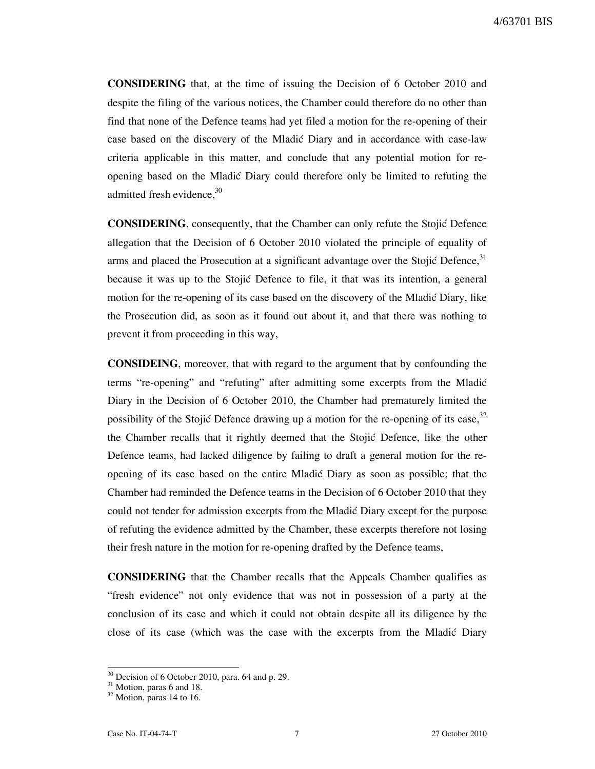**CONSIDERING** that, at the time of issuing the Decision of 6 October 2010 and despite the filing of the various notices, the Chamber could therefore do no other than find that none of the Defence teams had yet filed a motion for the re-opening of their case based on the discovery of the Mladić Diary and in accordance with case-law criteria applicable in this matter, and conclude that any potential motion for re-opening based on the Mladić Diary could therefore only be limited to refuting the admitted fresh evidence,[30]

**CONSIDERING**, consequently, that the Chamber can only refute the Stojić Defence allegation that the Decision of 6 October 2010 violated the principle of equality of arms and placed the Prosecution at a significant advantage over the Stojić Defence,[31] because it was up to the Stojić Defence to file, it that was its intention, a general motion for the re-opening of its case based on the discovery of the Mladić Diary, like the Prosecution did, as soon as it found out about it, and that there was nothing to prevent it from proceeding in this way,

**CONSIDEING**, moreover, that with regard to the argument that by confounding the terms "re-opening" and "refuting" after admitting some excerpts from the Mladić Diary in the Decision of 6 October 2010, the Chamber had prematurely limited the possibility of the Stojić Defence drawing up a motion for the re-opening of its case,[32] the Chamber recalls that it rightly deemed that the Stojić Defence, like the other Defence teams, had lacked diligence by failing to draft a general motion for the re-opening of its case based on the entire Mladić Diary as soon as possible; that the Chamber had reminded the Defence teams in the Decision of 6 October 2010 that they could not tender for admission excerpts from the Mladić Diary except for the purpose of refuting the evidence admitted by the Chamber, these excerpts therefore not losing their fresh nature in the motion for re-opening drafted by the Defence teams,

**CONSIDERING** that the Chamber recalls that the Appeals Chamber qualifies as "fresh evidence" not only evidence that was not in possession of a party at the conclusion of its case and which it could not obtain despite all its diligence by the close of its case (which was the case with the excerpts from the Mladić Diary

---

[30] Decision of 6 October 2010, para. 64 and p. 29.

[31] Motion, paras 6 and 18.

[32] Motion, paras 14 to 16.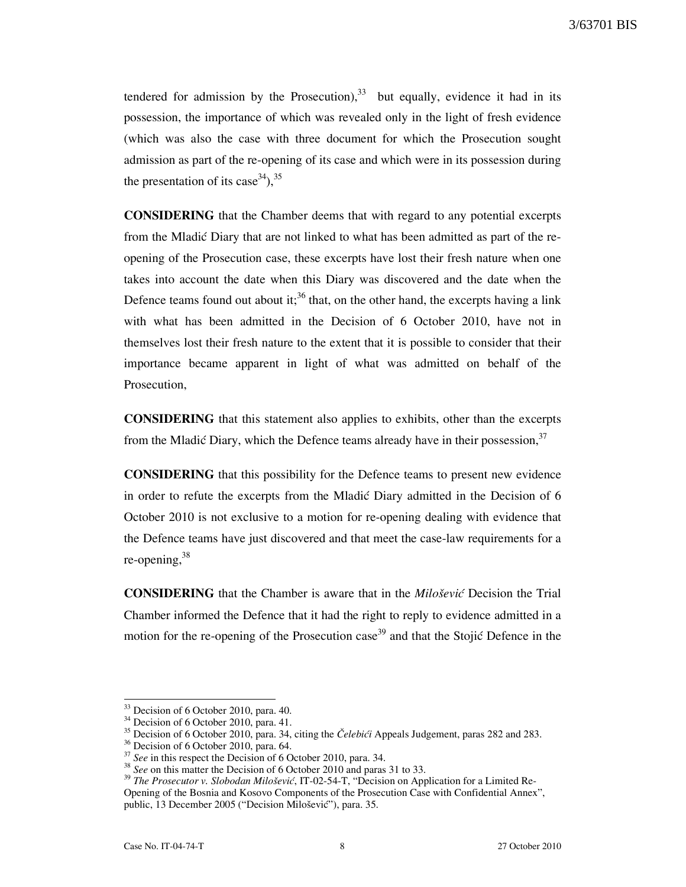tendered for admission by the Prosecution),[33] but equally, evidence it had in its possession, the importance of which was revealed only in the light of fresh evidence (which was also the case with three document for which the Prosecution sought admission as part of the re-opening of its case and which were in its possession during the presentation of its case[34]),[35]

**CONSIDERING** that the Chamber deems that with regard to any potential excerpts from the Mladić Diary that are not linked to what has been admitted as part of the re-opening of the Prosecution case, these excerpts have lost their fresh nature when one takes into account the date when this Diary was discovered and the date when the Defence teams found out about it;[36] that, on the other hand, the excerpts having a link with what has been admitted in the Decision of 6 October 2010, have not in themselves lost their fresh nature to the extent that it is possible to consider that their importance became apparent in light of what was admitted on behalf of the Prosecution,

**CONSIDERING** that this statement also applies to exhibits, other than the excerpts from the Mladić Diary, which the Defence teams already have in their possession,[37]

**CONSIDERING** that this possibility for the Defence teams to present new evidence in order to refute the excerpts from the Mladić Diary admitted in the Decision of 6 October 2010 is not exclusive to a motion for re-opening dealing with evidence that the Defence teams have just discovered and that meet the case-law requirements for a re-opening,[38]

**CONSIDERING** that the Chamber is aware that in the *Milošević* Decision the Trial Chamber informed the Defence that it had the right to reply to evidence admitted in a motion for the re-opening of the Prosecution case[39] and that the Stojić Defence in the

---

[33] Decision of 6 October 2010, para. 40.

[34] Decision of 6 October 2010, para. 41.

[35] Decision of 6 October 2010, para. 34, citing the *Čelebići* Appeals Judgement, paras 282 and 283.

[36] Decision of 6 October 2010, para. 64.

[37] *See* in this respect the Decision of 6 October 2010, para. 34.

[38] *See* on this matter the Decision of 6 October 2010 and paras 31 to 33.

[39] *The Prosecutor v. Slobodan Milošević*, IT-02-54-T, "Decision on Application for a Limited Re-Opening of the Bosnia and Kosovo Components of the Prosecution Case with Confidential Annex", public, 13 December 2005 ("Decision Milošević"), para. 35.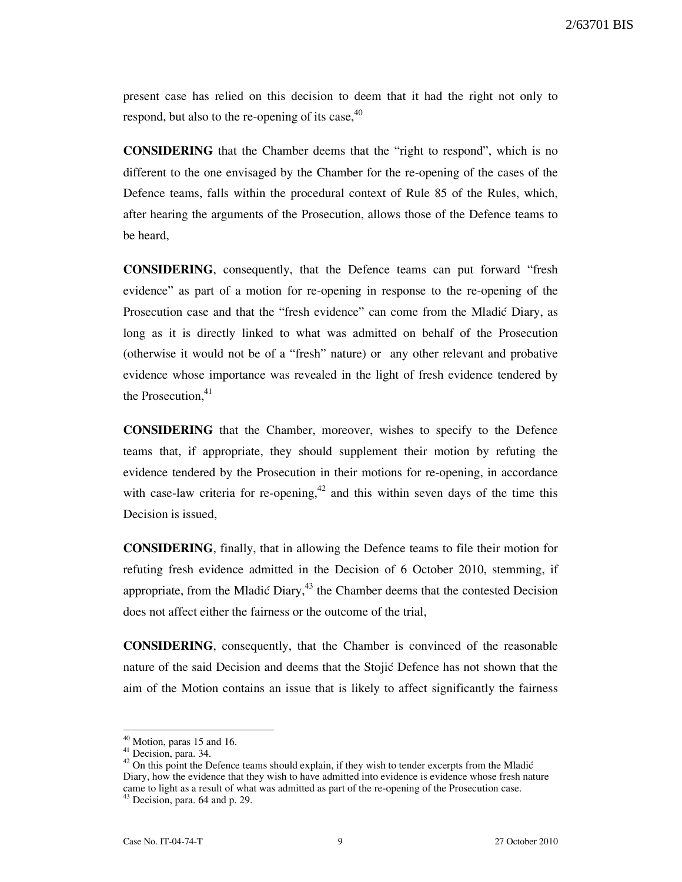present case has relied on this decision to deem that it had the right not only to respond, but also to the re-opening of its case,[40]

**CONSIDERING** that the Chamber deems that the "right to respond", which is no different to the one envisaged by the Chamber for the re-opening of the cases of the Defence teams, falls within the procedural context of Rule 85 of the Rules, which, after hearing the arguments of the Prosecution, allows those of the Defence teams to be heard,

**CONSIDERING**, consequently, that the Defence teams can put forward "fresh evidence" as part of a motion for re-opening in response to the re-opening of the Prosecution case and that the "fresh evidence" can come from the Mladić Diary, as long as it is directly linked to what was admitted on behalf of the Prosecution (otherwise it would not be of a "fresh" nature) or any other relevant and probative evidence whose importance was revealed in the light of fresh evidence tendered by the Prosecution,[41]

**CONSIDERING** that the Chamber, moreover, wishes to specify to the Defence teams that, if appropriate, they should supplement their motion by refuting the evidence tendered by the Prosecution in their motions for re-opening, in accordance with case-law criteria for re-opening,[42] and this within seven days of the time this Decision is issued,

**CONSIDERING**, finally, that in allowing the Defence teams to file their motion for refuting fresh evidence admitted in the Decision of 6 October 2010, stemming, if appropriate, from the Mladić Diary,[43] the Chamber deems that the contested Decision does not affect either the fairness or the outcome of the trial,

**CONSIDERING**, consequently, that the Chamber is convinced of the reasonable nature of the said Decision and deems that the Stojić Defence has not shown that the aim of the Motion contains an issue that is likely to affect significantly the fairness

---

[40] Motion, paras 15 and 16.

[41] Decision, para. 34.

[42] On this point the Defence teams should explain, if they wish to tender excerpts from the Mladić Diary, how the evidence that they wish to have admitted into evidence is evidence whose fresh nature came to light as a result of what was admitted as part of the re-opening of the Prosecution case.

[43] Decision, para. 64 and p. 29.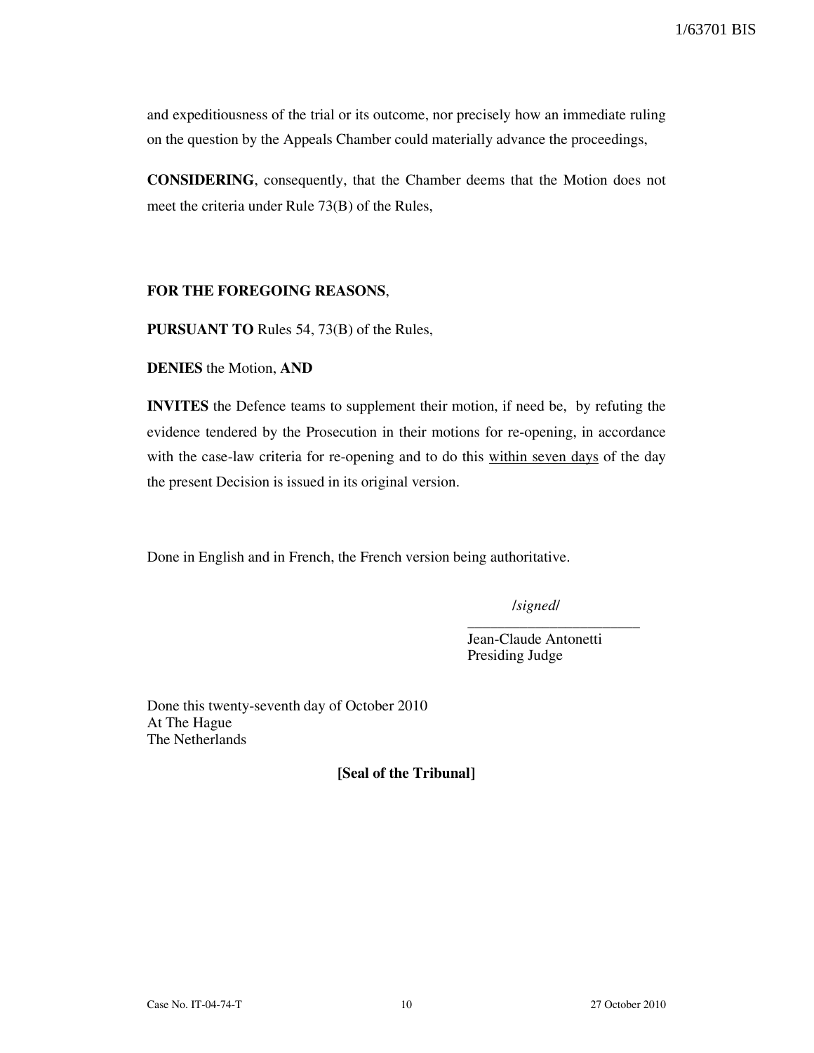and expeditiousness of the trial or its outcome, nor precisely how an immediate ruling on the question by the Appeals Chamber could materially advance the proceedings,

**CONSIDERING**, consequently, that the Chamber deems that the Motion does not meet the criteria under Rule 73(B) of the Rules,

**FOR THE FOREGOING REASONS**,

**PURSUANT TO** Rules 54, 73(B) of the Rules,

**DENIES** the Motion, **AND**

**INVITES** the Defence teams to supplement their motion, if need be, by refuting the evidence tendered by the Prosecution in their motions for re-opening, in accordance with the case-law criteria for re-opening and to do this <u>within seven days</u> of the day the present Decision is issued in its original version.

Done in English and in French, the French version being authoritative.

*/signed/*

_______________________

Jean-Claude Antonetti
Presiding Judge

Done this twenty-seventh day of October 2010
At The Hague
The Netherlands

**[Seal of the Tribunal]**